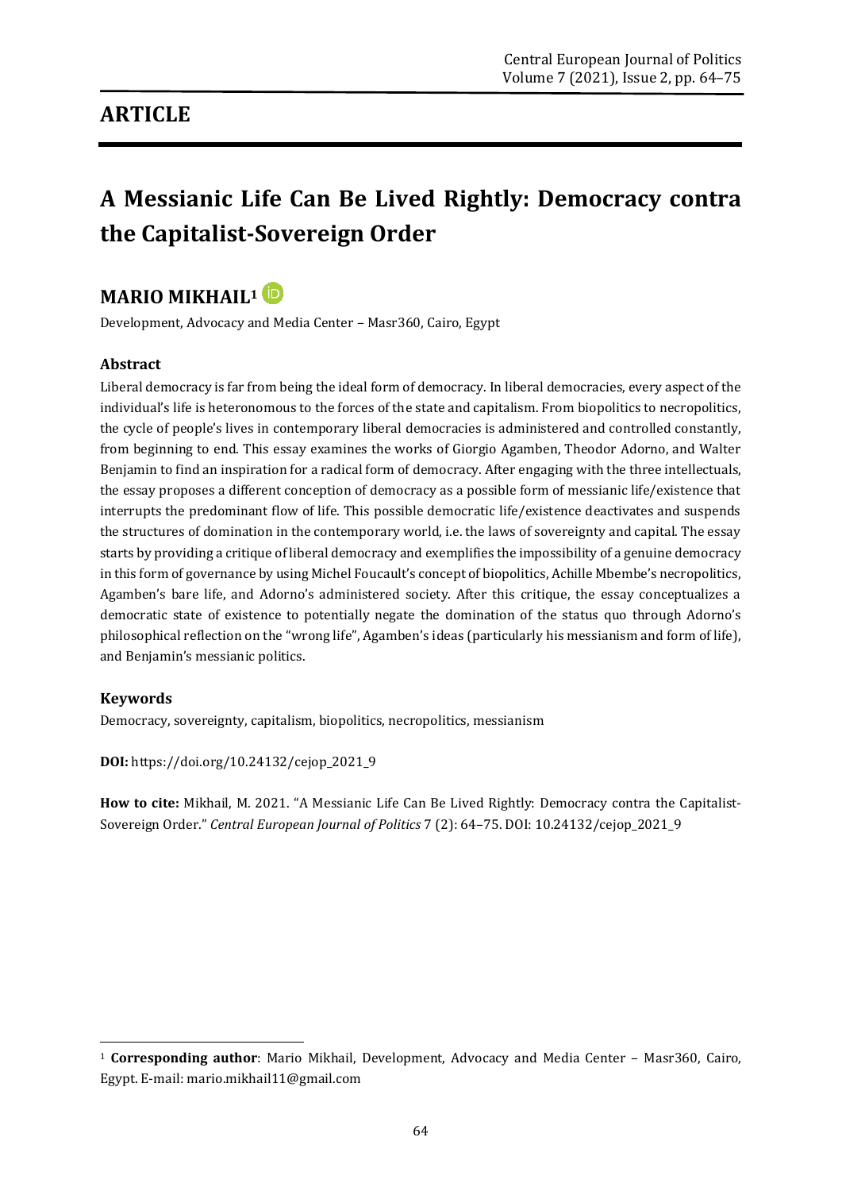## ARTICLE

# A Messianic Life Can Be Lived Rightly: Democracy contra the Capitalist-Sovereign Order

## MARIO MIKHAIL[1]

Development, Advocacy and Media Center – Masr360, Cairo, Egypt

### Abstract

Liberal democracy is far from being the ideal form of democracy. In liberal democracies, every aspect of the individual's life is heteronomous to the forces of the state and capitalism. From biopolitics to necropolitics, the cycle of people's lives in contemporary liberal democracies is administered and controlled constantly, from beginning to end. This essay examines the works of Giorgio Agamben, Theodor Adorno, and Walter Benjamin to find an inspiration for a radical form of democracy. After engaging with the three intellectuals, the essay proposes a different conception of democracy as a possible form of messianic life/existence that interrupts the predominant flow of life. This possible democratic life/existence deactivates and suspends the structures of domination in the contemporary world, i.e. the laws of sovereignty and capital. The essay starts by providing a critique of liberal democracy and exemplifies the impossibility of a genuine democracy in this form of governance by using Michel Foucault's concept of biopolitics, Achille Mbembe's necropolitics, Agamben's bare life, and Adorno's administered society. After this critique, the essay conceptualizes a democratic state of existence to potentially negate the domination of the status quo through Adorno's philosophical reflection on the "wrong life", Agamben's ideas (particularly his messianism and form of life), and Benjamin's messianic politics.

### Keywords

Democracy, sovereignty, capitalism, biopolitics, necropolitics, messianism

**DOI:** https://doi.org/10.24132/cejop_2021_9

**How to cite:** Mikhail, M. 2021. "A Messianic Life Can Be Lived Rightly: Democracy contra the Capitalist-Sovereign Order." *Central European Journal of Politics* 7 (2): 64–75. DOI: 10.24132/cejop_2021_9

---

[1] **Corresponding author**: Mario Mikhail, Development, Advocacy and Media Center – Masr360, Cairo, Egypt. E-mail: mario.mikhail11@gmail.com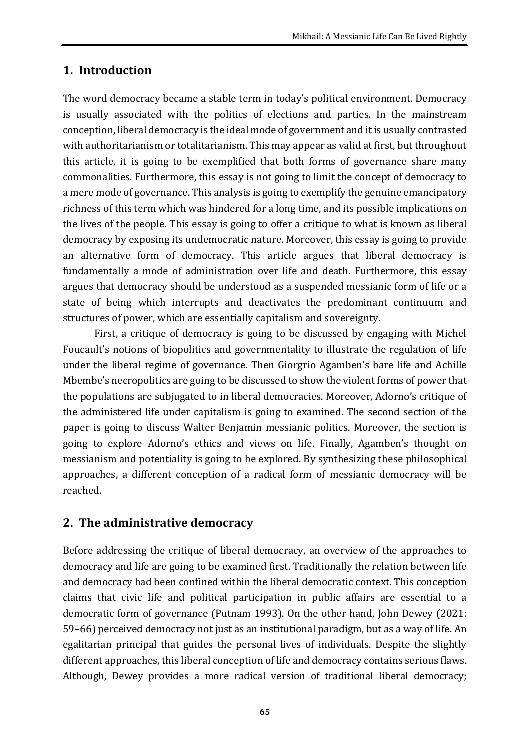## 1. Introduction

The word democracy became a stable term in today's political environment. Democracy is usually associated with the politics of elections and parties. In the mainstream conception, liberal democracy is the ideal mode of government and it is usually contrasted with authoritarianism or totalitarianism. This may appear as valid at first, but throughout this article, it is going to be exemplified that both forms of governance share many commonalities. Furthermore, this essay is not going to limit the concept of democracy to a mere mode of governance. This analysis is going to exemplify the genuine emancipatory richness of this term which was hindered for a long time, and its possible implications on the lives of the people. This essay is going to offer a critique to what is known as liberal democracy by exposing its undemocratic nature. Moreover, this essay is going to provide an alternative form of democracy. This article argues that liberal democracy is fundamentally a mode of administration over life and death. Furthermore, this essay argues that democracy should be understood as a suspended messianic form of life or a state of being which interrupts and deactivates the predominant continuum and structures of power, which are essentially capitalism and sovereignty.

First, a critique of democracy is going to be discussed by engaging with Michel Foucault's notions of biopolitics and governmentality to illustrate the regulation of life under the liberal regime of governance. Then Giorgrio Agamben's bare life and Achille Mbembe's necropolitics are going to be discussed to show the violent forms of power that the populations are subjugated to in liberal democracies. Moreover, Adorno's critique of the administered life under capitalism is going to examined. The second section of the paper is going to discuss Walter Benjamin messianic politics. Moreover, the section is going to explore Adorno's ethics and views on life. Finally, Agamben's thought on messianism and potentiality is going to be explored. By synthesizing these philosophical approaches, a different conception of a radical form of messianic democracy will be reached.

## 2. The administrative democracy

Before addressing the critique of liberal democracy, an overview of the approaches to democracy and life are going to be examined first. Traditionally the relation between life and democracy had been confined within the liberal democratic context. This conception claims that civic life and political participation in public affairs are essential to a democratic form of governance (Putnam 1993). On the other hand, John Dewey (2021: 59–66) perceived democracy not just as an institutional paradigm, but as a way of life. An egalitarian principal that guides the personal lives of individuals. Despite the slightly different approaches, this liberal conception of life and democracy contains serious flaws. Although, Dewey provides a more radical version of traditional liberal democracy;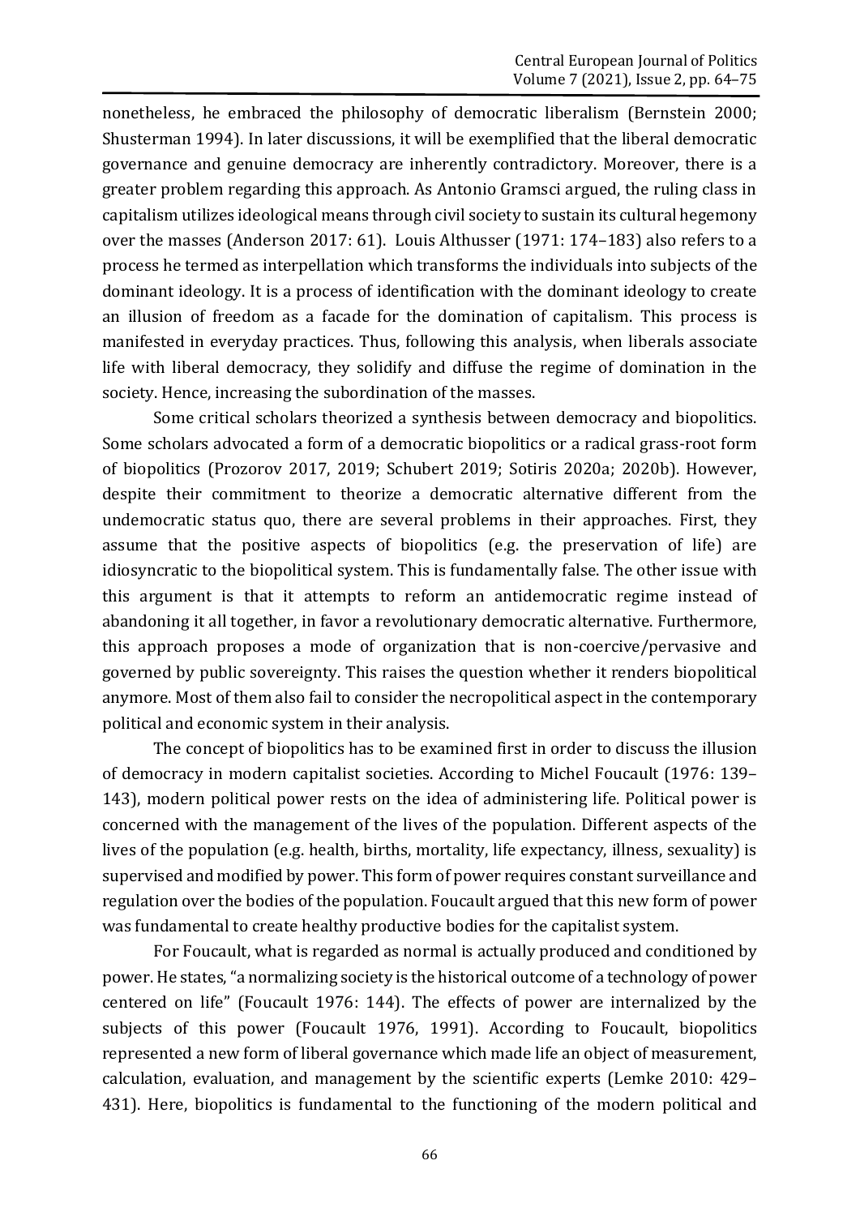nonetheless, he embraced the philosophy of democratic liberalism (Bernstein 2000; Shusterman 1994). In later discussions, it will be exemplified that the liberal democratic governance and genuine democracy are inherently contradictory. Moreover, there is a greater problem regarding this approach. As Antonio Gramsci argued, the ruling class in capitalism utilizes ideological means through civil society to sustain its cultural hegemony over the masses (Anderson 2017: 61). Louis Althusser (1971: 174–183) also refers to a process he termed as interpellation which transforms the individuals into subjects of the dominant ideology. It is a process of identification with the dominant ideology to create an illusion of freedom as a facade for the domination of capitalism. This process is manifested in everyday practices. Thus, following this analysis, when liberals associate life with liberal democracy, they solidify and diffuse the regime of domination in the society. Hence, increasing the subordination of the masses.

Some critical scholars theorized a synthesis between democracy and biopolitics. Some scholars advocated a form of a democratic biopolitics or a radical grass-root form of biopolitics (Prozorov 2017, 2019; Schubert 2019; Sotiris 2020a; 2020b). However, despite their commitment to theorize a democratic alternative different from the undemocratic status quo, there are several problems in their approaches. First, they assume that the positive aspects of biopolitics (e.g. the preservation of life) are idiosyncratic to the biopolitical system. This is fundamentally false. The other issue with this argument is that it attempts to reform an antidemocratic regime instead of abandoning it all together, in favor a revolutionary democratic alternative. Furthermore, this approach proposes a mode of organization that is non-coercive/pervasive and governed by public sovereignty. This raises the question whether it renders biopolitical anymore. Most of them also fail to consider the necropolitical aspect in the contemporary political and economic system in their analysis.

The concept of biopolitics has to be examined first in order to discuss the illusion of democracy in modern capitalist societies. According to Michel Foucault (1976: 139–143), modern political power rests on the idea of administering life. Political power is concerned with the management of the lives of the population. Different aspects of the lives of the population (e.g. health, births, mortality, life expectancy, illness, sexuality) is supervised and modified by power. This form of power requires constant surveillance and regulation over the bodies of the population. Foucault argued that this new form of power was fundamental to create healthy productive bodies for the capitalist system.

For Foucault, what is regarded as normal is actually produced and conditioned by power. He states, "a normalizing society is the historical outcome of a technology of power centered on life" (Foucault 1976: 144). The effects of power are internalized by the subjects of this power (Foucault 1976, 1991). According to Foucault, biopolitics represented a new form of liberal governance which made life an object of measurement, calculation, evaluation, and management by the scientific experts (Lemke 2010: 429–431). Here, biopolitics is fundamental to the functioning of the modern political and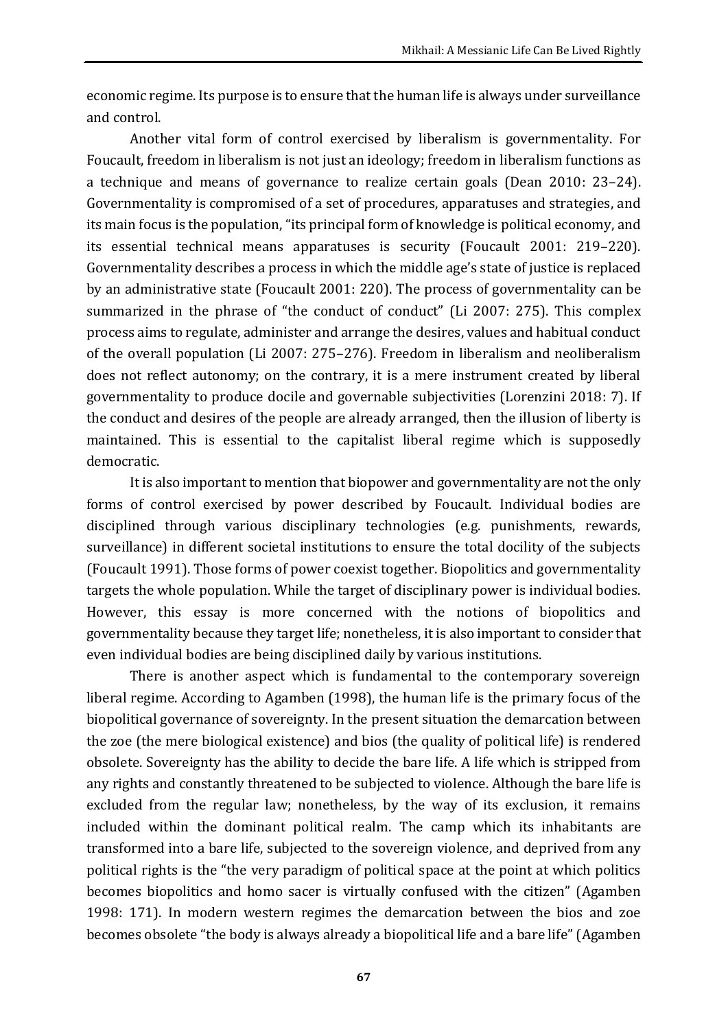economic regime. Its purpose is to ensure that the human life is always under surveillance and control.

Another vital form of control exercised by liberalism is governmentality. For Foucault, freedom in liberalism is not just an ideology; freedom in liberalism functions as a technique and means of governance to realize certain goals (Dean 2010: 23–24). Governmentality is compromised of a set of procedures, apparatuses and strategies, and its main focus is the population, "its principal form of knowledge is political economy, and its essential technical means apparatuses is security (Foucault 2001: 219–220). Governmentality describes a process in which the middle age's state of justice is replaced by an administrative state (Foucault 2001: 220). The process of governmentality can be summarized in the phrase of "the conduct of conduct" (Li 2007: 275). This complex process aims to regulate, administer and arrange the desires, values and habitual conduct of the overall population (Li 2007: 275–276). Freedom in liberalism and neoliberalism does not reflect autonomy; on the contrary, it is a mere instrument created by liberal governmentality to produce docile and governable subjectivities (Lorenzini 2018: 7). If the conduct and desires of the people are already arranged, then the illusion of liberty is maintained. This is essential to the capitalist liberal regime which is supposedly democratic.

It is also important to mention that biopower and governmentality are not the only forms of control exercised by power described by Foucault. Individual bodies are disciplined through various disciplinary technologies (e.g. punishments, rewards, surveillance) in different societal institutions to ensure the total docility of the subjects (Foucault 1991). Those forms of power coexist together. Biopolitics and governmentality targets the whole population. While the target of disciplinary power is individual bodies. However, this essay is more concerned with the notions of biopolitics and governmentality because they target life; nonetheless, it is also important to consider that even individual bodies are being disciplined daily by various institutions.

There is another aspect which is fundamental to the contemporary sovereign liberal regime. According to Agamben (1998), the human life is the primary focus of the biopolitical governance of sovereignty. In the present situation the demarcation between the zoe (the mere biological existence) and bios (the quality of political life) is rendered obsolete. Sovereignty has the ability to decide the bare life. A life which is stripped from any rights and constantly threatened to be subjected to violence. Although the bare life is excluded from the regular law; nonetheless, by the way of its exclusion, it remains included within the dominant political realm. The camp which its inhabitants are transformed into a bare life, subjected to the sovereign violence, and deprived from any political rights is the "the very paradigm of political space at the point at which politics becomes biopolitics and homo sacer is virtually confused with the citizen" (Agamben 1998: 171). In modern western regimes the demarcation between the bios and zoe becomes obsolete "the body is always already a biopolitical life and a bare life" (Agamben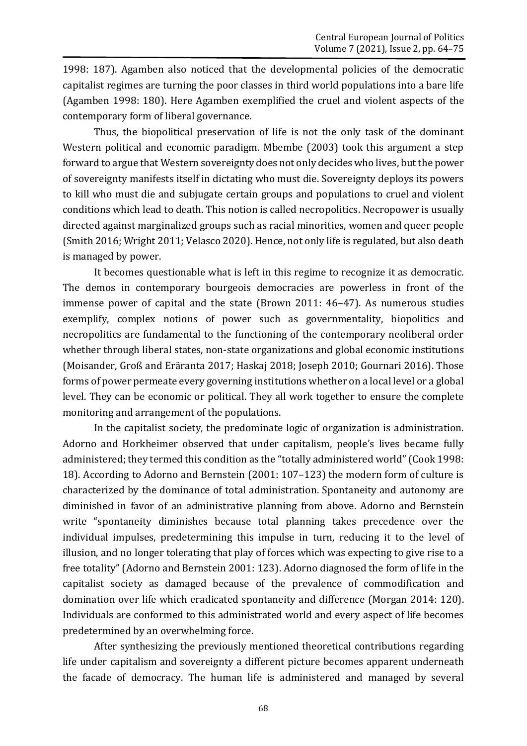1998: 187). Agamben also noticed that the developmental policies of the democratic capitalist regimes are turning the poor classes in third world populations into a bare life (Agamben 1998: 180). Here Agamben exemplified the cruel and violent aspects of the contemporary form of liberal governance.

Thus, the biopolitical preservation of life is not the only task of the dominant Western political and economic paradigm. Mbembe (2003) took this argument a step forward to argue that Western sovereignty does not only decides who lives, but the power of sovereignty manifests itself in dictating who must die. Sovereignty deploys its powers to kill who must die and subjugate certain groups and populations to cruel and violent conditions which lead to death. This notion is called necropolitics. Necropower is usually directed against marginalized groups such as racial minorities, women and queer people (Smith 2016; Wright 2011; Velasco 2020). Hence, not only life is regulated, but also death is managed by power.

It becomes questionable what is left in this regime to recognize it as democratic. The demos in contemporary bourgeois democracies are powerless in front of the immense power of capital and the state (Brown 2011: 46–47). As numerous studies exemplify, complex notions of power such as governmentality, biopolitics and necropolitics are fundamental to the functioning of the contemporary neoliberal order whether through liberal states, non-state organizations and global economic institutions (Moisander, Groß and Eräranta 2017; Haskaj 2018; Joseph 2010; Gournari 2016). Those forms of power permeate every governing institutions whether on a local level or a global level. They can be economic or political. They all work together to ensure the complete monitoring and arrangement of the populations.

In the capitalist society, the predominate logic of organization is administration. Adorno and Horkheimer observed that under capitalism, people's lives became fully administered; they termed this condition as the "totally administered world" (Cook 1998: 18). According to Adorno and Bernstein (2001: 107–123) the modern form of culture is characterized by the dominance of total administration. Spontaneity and autonomy are diminished in favor of an administrative planning from above. Adorno and Bernstein write "spontaneity diminishes because total planning takes precedence over the individual impulses, predetermining this impulse in turn, reducing it to the level of illusion, and no longer tolerating that play of forces which was expecting to give rise to a free totality" (Adorno and Bernstein 2001: 123). Adorno diagnosed the form of life in the capitalist society as damaged because of the prevalence of commodification and domination over life which eradicated spontaneity and difference (Morgan 2014: 120). Individuals are conformed to this administrated world and every aspect of life becomes predetermined by an overwhelming force.

After synthesizing the previously mentioned theoretical contributions regarding life under capitalism and sovereignty a different picture becomes apparent underneath the facade of democracy. The human life is administered and managed by several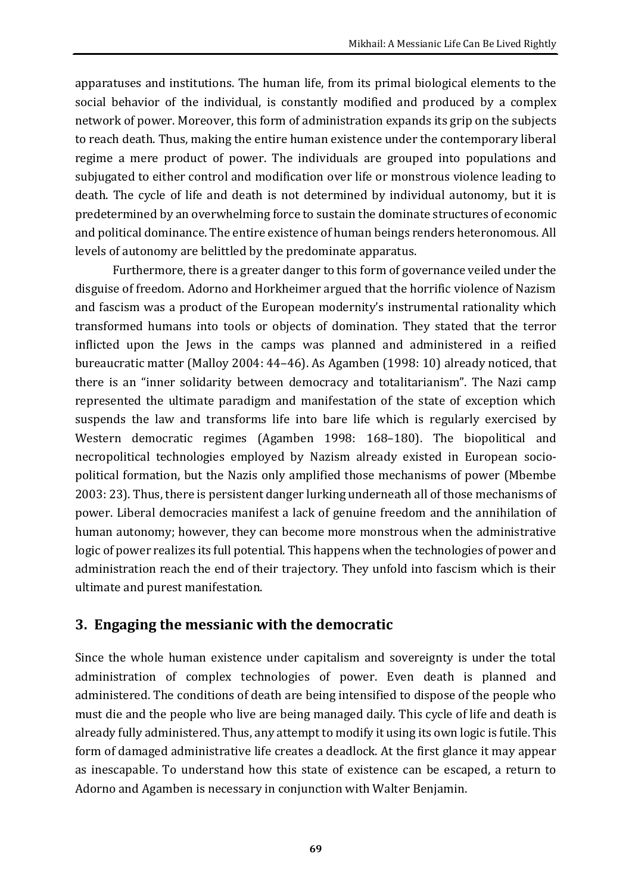apparatuses and institutions. The human life, from its primal biological elements to the social behavior of the individual, is constantly modified and produced by a complex network of power. Moreover, this form of administration expands its grip on the subjects to reach death. Thus, making the entire human existence under the contemporary liberal regime a mere product of power. The individuals are grouped into populations and subjugated to either control and modification over life or monstrous violence leading to death. The cycle of life and death is not determined by individual autonomy, but it is predetermined by an overwhelming force to sustain the dominate structures of economic and political dominance. The entire existence of human beings renders heteronomous. All levels of autonomy are belittled by the predominate apparatus.

Furthermore, there is a greater danger to this form of governance veiled under the disguise of freedom. Adorno and Horkheimer argued that the horrific violence of Nazism and fascism was a product of the European modernity's instrumental rationality which transformed humans into tools or objects of domination. They stated that the terror inflicted upon the Jews in the camps was planned and administered in a reified bureaucratic matter (Malloy 2004: 44–46). As Agamben (1998: 10) already noticed, that there is an "inner solidarity between democracy and totalitarianism". The Nazi camp represented the ultimate paradigm and manifestation of the state of exception which suspends the law and transforms life into bare life which is regularly exercised by Western democratic regimes (Agamben 1998: 168–180). The biopolitical and necropolitical technologies employed by Nazism already existed in European socio-political formation, but the Nazis only amplified those mechanisms of power (Mbembe 2003: 23). Thus, there is persistent danger lurking underneath all of those mechanisms of power. Liberal democracies manifest a lack of genuine freedom and the annihilation of human autonomy; however, they can become more monstrous when the administrative logic of power realizes its full potential. This happens when the technologies of power and administration reach the end of their trajectory. They unfold into fascism which is their ultimate and purest manifestation.

## 3. Engaging the messianic with the democratic

Since the whole human existence under capitalism and sovereignty is under the total administration of complex technologies of power. Even death is planned and administered. The conditions of death are being intensified to dispose of the people who must die and the people who live are being managed daily. This cycle of life and death is already fully administered. Thus, any attempt to modify it using its own logic is futile. This form of damaged administrative life creates a deadlock. At the first glance it may appear as inescapable. To understand how this state of existence can be escaped, a return to Adorno and Agamben is necessary in conjunction with Walter Benjamin.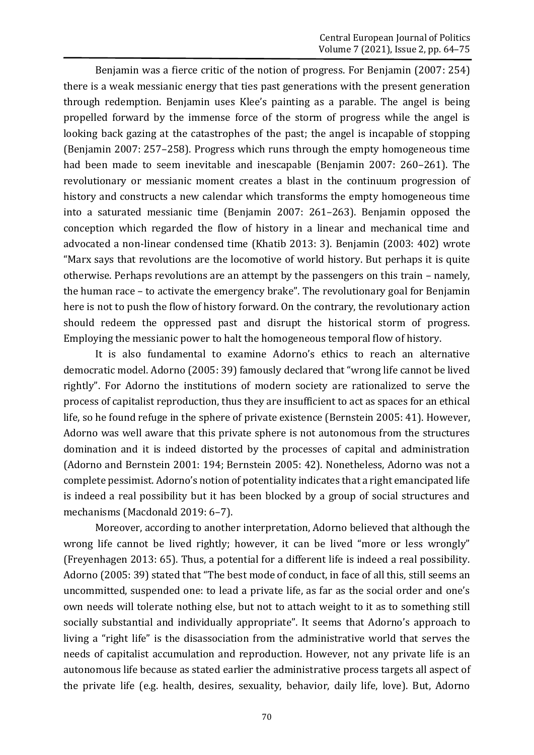Benjamin was a fierce critic of the notion of progress. For Benjamin (2007: 254) there is a weak messianic energy that ties past generations with the present generation through redemption. Benjamin uses Klee's painting as a parable. The angel is being propelled forward by the immense force of the storm of progress while the angel is looking back gazing at the catastrophes of the past; the angel is incapable of stopping (Benjamin 2007: 257–258). Progress which runs through the empty homogeneous time had been made to seem inevitable and inescapable (Benjamin 2007: 260–261). The revolutionary or messianic moment creates a blast in the continuum progression of history and constructs a new calendar which transforms the empty homogeneous time into a saturated messianic time (Benjamin 2007: 261–263). Benjamin opposed the conception which regarded the flow of history in a linear and mechanical time and advocated a non-linear condensed time (Khatib 2013: 3). Benjamin (2003: 402) wrote "Marx says that revolutions are the locomotive of world history. But perhaps it is quite otherwise. Perhaps revolutions are an attempt by the passengers on this train – namely, the human race – to activate the emergency brake". The revolutionary goal for Benjamin here is not to push the flow of history forward. On the contrary, the revolutionary action should redeem the oppressed past and disrupt the historical storm of progress. Employing the messianic power to halt the homogeneous temporal flow of history.

It is also fundamental to examine Adorno's ethics to reach an alternative democratic model. Adorno (2005: 39) famously declared that "wrong life cannot be lived rightly". For Adorno the institutions of modern society are rationalized to serve the process of capitalist reproduction, thus they are insufficient to act as spaces for an ethical life, so he found refuge in the sphere of private existence (Bernstein 2005: 41). However, Adorno was well aware that this private sphere is not autonomous from the structures domination and it is indeed distorted by the processes of capital and administration (Adorno and Bernstein 2001: 194; Bernstein 2005: 42). Nonetheless, Adorno was not a complete pessimist. Adorno's notion of potentiality indicates that a right emancipated life is indeed a real possibility but it has been blocked by a group of social structures and mechanisms (Macdonald 2019: 6–7).

Moreover, according to another interpretation, Adorno believed that although the wrong life cannot be lived rightly; however, it can be lived "more or less wrongly" (Freyenhagen 2013: 65). Thus, a potential for a different life is indeed a real possibility. Adorno (2005: 39) stated that "The best mode of conduct, in face of all this, still seems an uncommitted, suspended one: to lead a private life, as far as the social order and one's own needs will tolerate nothing else, but not to attach weight to it as to something still socially substantial and individually appropriate". It seems that Adorno's approach to living a "right life" is the disassociation from the administrative world that serves the needs of capitalist accumulation and reproduction. However, not any private life is an autonomous life because as stated earlier the administrative process targets all aspect of the private life (e.g. health, desires, sexuality, behavior, daily life, love). But, Adorno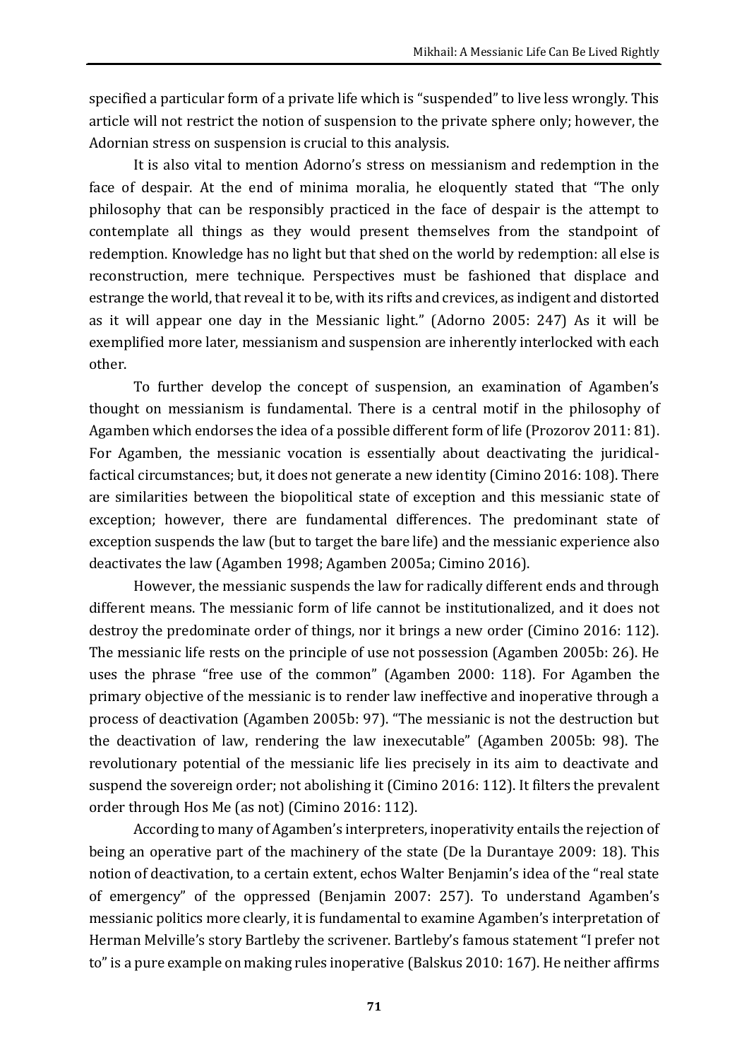specified a particular form of a private life which is "suspended" to live less wrongly. This article will not restrict the notion of suspension to the private sphere only; however, the Adornian stress on suspension is crucial to this analysis.

It is also vital to mention Adorno's stress on messianism and redemption in the face of despair. At the end of minima moralia, he eloquently stated that "The only philosophy that can be responsibly practiced in the face of despair is the attempt to contemplate all things as they would present themselves from the standpoint of redemption. Knowledge has no light but that shed on the world by redemption: all else is reconstruction, mere technique. Perspectives must be fashioned that displace and estrange the world, that reveal it to be, with its rifts and crevices, as indigent and distorted as it will appear one day in the Messianic light." (Adorno 2005: 247) As it will be exemplified more later, messianism and suspension are inherently interlocked with each other.

To further develop the concept of suspension, an examination of Agamben's thought on messianism is fundamental. There is a central motif in the philosophy of Agamben which endorses the idea of a possible different form of life (Prozorov 2011: 81). For Agamben, the messianic vocation is essentially about deactivating the juridical-factical circumstances; but, it does not generate a new identity (Cimino 2016: 108). There are similarities between the biopolitical state of exception and this messianic state of exception; however, there are fundamental differences. The predominant state of exception suspends the law (but to target the bare life) and the messianic experience also deactivates the law (Agamben 1998; Agamben 2005a; Cimino 2016).

However, the messianic suspends the law for radically different ends and through different means. The messianic form of life cannot be institutionalized, and it does not destroy the predominate order of things, nor it brings a new order (Cimino 2016: 112). The messianic life rests on the principle of use not possession (Agamben 2005b: 26). He uses the phrase "free use of the common" (Agamben 2000: 118). For Agamben the primary objective of the messianic is to render law ineffective and inoperative through a process of deactivation (Agamben 2005b: 97). "The messianic is not the destruction but the deactivation of law, rendering the law inexecutable" (Agamben 2005b: 98). The revolutionary potential of the messianic life lies precisely in its aim to deactivate and suspend the sovereign order; not abolishing it (Cimino 2016: 112). It filters the prevalent order through Hos Me (as not) (Cimino 2016: 112).

According to many of Agamben's interpreters, inoperativity entails the rejection of being an operative part of the machinery of the state (De la Durantaye 2009: 18). This notion of deactivation, to a certain extent, echos Walter Benjamin's idea of the "real state of emergency" of the oppressed (Benjamin 2007: 257). To understand Agamben's messianic politics more clearly, it is fundamental to examine Agamben's interpretation of Herman Melville's story Bartleby the scrivener. Bartleby's famous statement "I prefer not to" is a pure example on making rules inoperative (Balskus 2010: 167). He neither affirms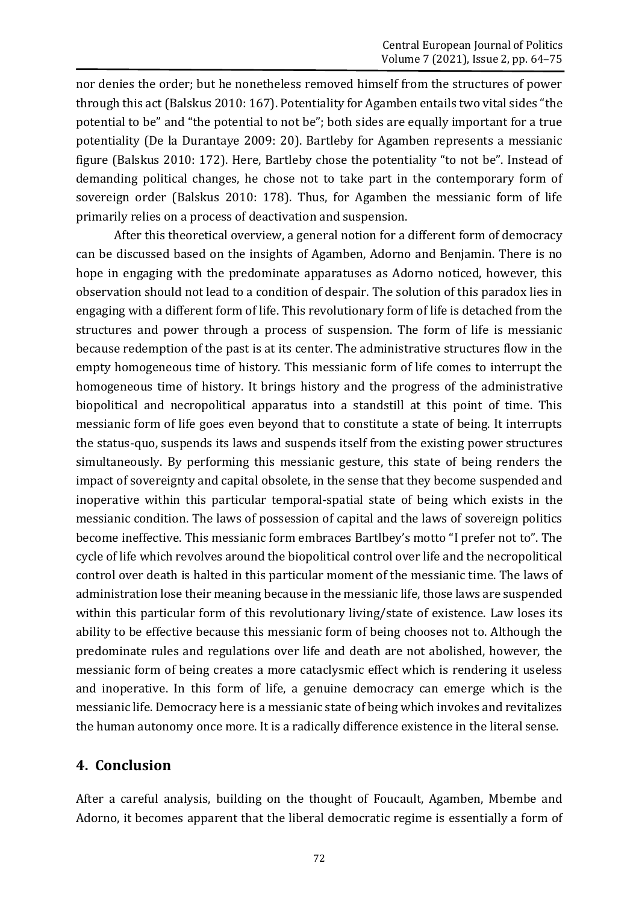nor denies the order; but he nonetheless removed himself from the structures of power through this act (Balskus 2010: 167). Potentiality for Agamben entails two vital sides "the potential to be" and "the potential to not be"; both sides are equally important for a true potentiality (De la Durantaye 2009: 20). Bartleby for Agamben represents a messianic figure (Balskus 2010: 172). Here, Bartleby chose the potentiality "to not be". Instead of demanding political changes, he chose not to take part in the contemporary form of sovereign order (Balskus 2010: 178). Thus, for Agamben the messianic form of life primarily relies on a process of deactivation and suspension.

After this theoretical overview, a general notion for a different form of democracy can be discussed based on the insights of Agamben, Adorno and Benjamin. There is no hope in engaging with the predominate apparatuses as Adorno noticed, however, this observation should not lead to a condition of despair. The solution of this paradox lies in engaging with a different form of life. This revolutionary form of life is detached from the structures and power through a process of suspension. The form of life is messianic because redemption of the past is at its center. The administrative structures flow in the empty homogeneous time of history. This messianic form of life comes to interrupt the homogeneous time of history. It brings history and the progress of the administrative biopolitical and necropolitical apparatus into a standstill at this point of time. This messianic form of life goes even beyond that to constitute a state of being. It interrupts the status-quo, suspends its laws and suspends itself from the existing power structures simultaneously. By performing this messianic gesture, this state of being renders the impact of sovereignty and capital obsolete, in the sense that they become suspended and inoperative within this particular temporal-spatial state of being which exists in the messianic condition. The laws of possession of capital and the laws of sovereign politics become ineffective. This messianic form embraces Bartlbey's motto "I prefer not to". The cycle of life which revolves around the biopolitical control over life and the necropolitical control over death is halted in this particular moment of the messianic time. The laws of administration lose their meaning because in the messianic life, those laws are suspended within this particular form of this revolutionary living/state of existence. Law loses its ability to be effective because this messianic form of being chooses not to. Although the predominate rules and regulations over life and death are not abolished, however, the messianic form of being creates a more cataclysmic effect which is rendering it useless and inoperative. In this form of life, a genuine democracy can emerge which is the messianic life. Democracy here is a messianic state of being which invokes and revitalizes the human autonomy once more. It is a radically difference existence in the literal sense.

## 4. Conclusion

After a careful analysis, building on the thought of Foucault, Agamben, Mbembe and Adorno, it becomes apparent that the liberal democratic regime is essentially a form of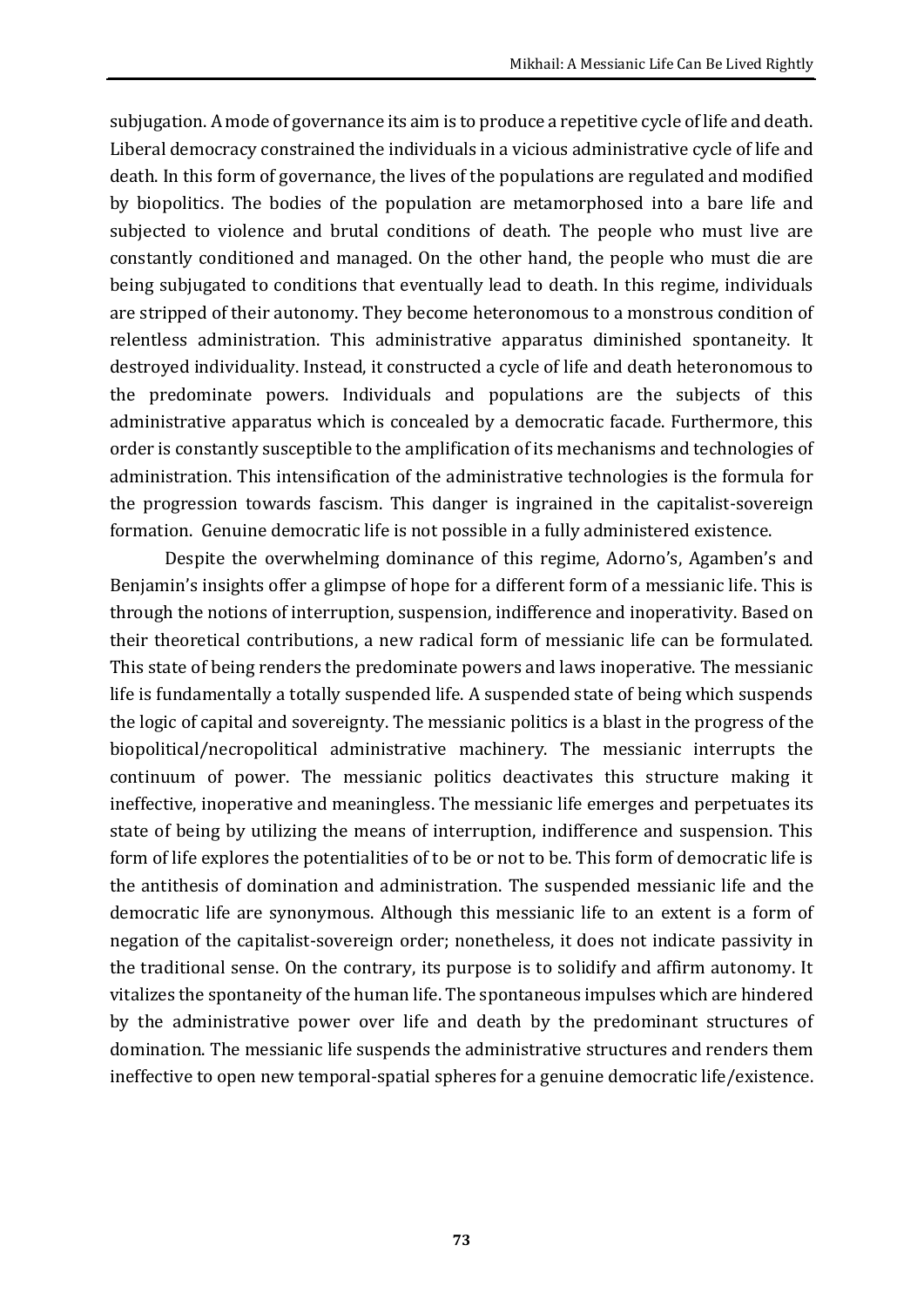subjugation. A mode of governance its aim is to produce a repetitive cycle of life and death. Liberal democracy constrained the individuals in a vicious administrative cycle of life and death. In this form of governance, the lives of the populations are regulated and modified by biopolitics. The bodies of the population are metamorphosed into a bare life and subjected to violence and brutal conditions of death. The people who must live are constantly conditioned and managed. On the other hand, the people who must die are being subjugated to conditions that eventually lead to death. In this regime, individuals are stripped of their autonomy. They become heteronomous to a monstrous condition of relentless administration. This administrative apparatus diminished spontaneity. It destroyed individuality. Instead, it constructed a cycle of life and death heteronomous to the predominate powers. Individuals and populations are the subjects of this administrative apparatus which is concealed by a democratic facade. Furthermore, this order is constantly susceptible to the amplification of its mechanisms and technologies of administration. This intensification of the administrative technologies is the formula for the progression towards fascism. This danger is ingrained in the capitalist-sovereign formation. Genuine democratic life is not possible in a fully administered existence.

Despite the overwhelming dominance of this regime, Adorno's, Agamben's and Benjamin's insights offer a glimpse of hope for a different form of a messianic life. This is through the notions of interruption, suspension, indifference and inoperativity. Based on their theoretical contributions, a new radical form of messianic life can be formulated. This state of being renders the predominate powers and laws inoperative. The messianic life is fundamentally a totally suspended life. A suspended state of being which suspends the logic of capital and sovereignty. The messianic politics is a blast in the progress of the biopolitical/necropolitical administrative machinery. The messianic interrupts the continuum of power. The messianic politics deactivates this structure making it ineffective, inoperative and meaningless. The messianic life emerges and perpetuates its state of being by utilizing the means of interruption, indifference and suspension. This form of life explores the potentialities of to be or not to be. This form of democratic life is the antithesis of domination and administration. The suspended messianic life and the democratic life are synonymous. Although this messianic life to an extent is a form of negation of the capitalist-sovereign order; nonetheless, it does not indicate passivity in the traditional sense. On the contrary, its purpose is to solidify and affirm autonomy. It vitalizes the spontaneity of the human life. The spontaneous impulses which are hindered by the administrative power over life and death by the predominant structures of domination. The messianic life suspends the administrative structures and renders them ineffective to open new temporal-spatial spheres for a genuine democratic life/existence.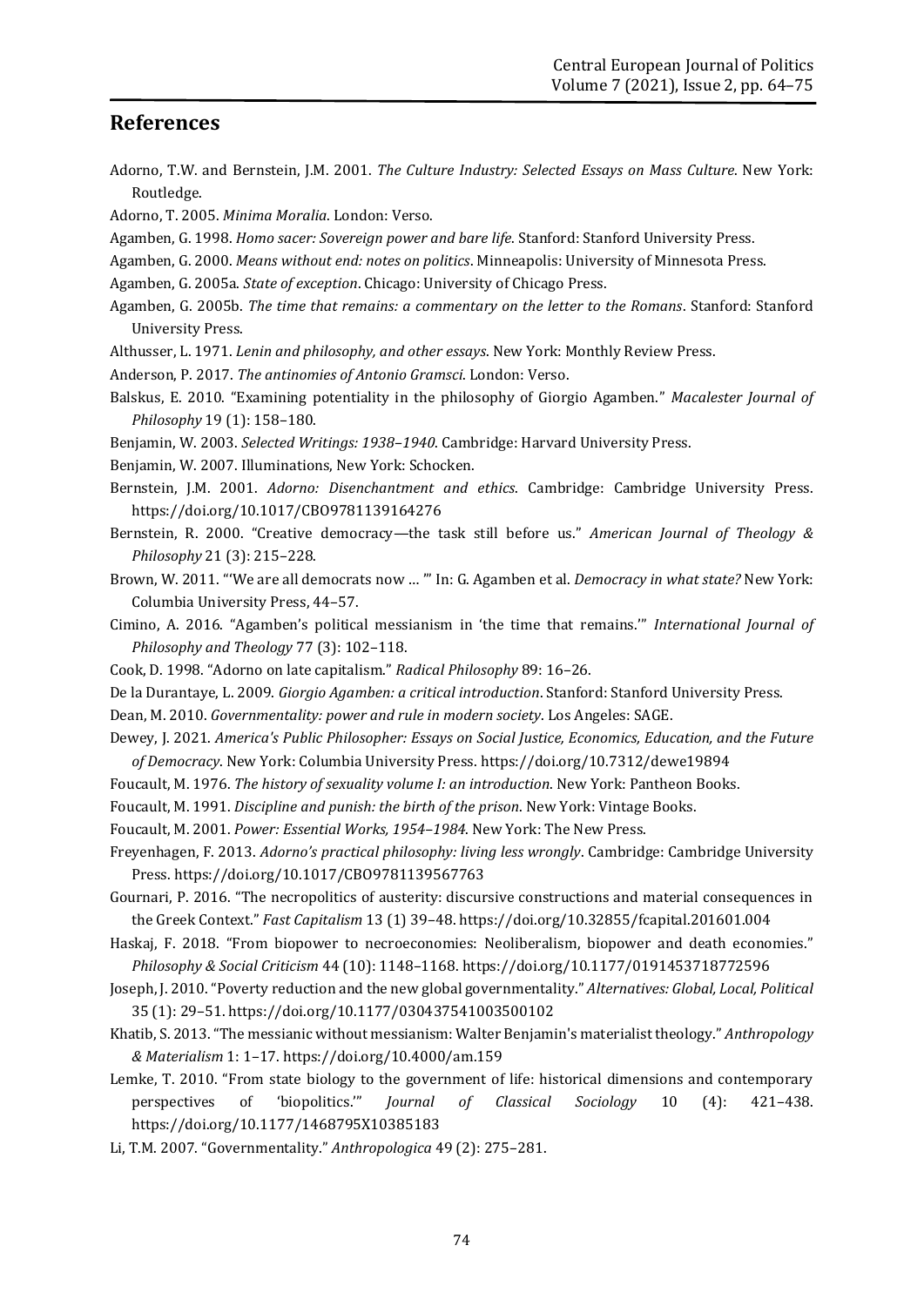## References

Adorno, T.W. and Bernstein, J.M. 2001. *The Culture Industry: Selected Essays on Mass Culture*. New York: Routledge.

Adorno, T. 2005. *Minima Moralia*. London: Verso.

Agamben, G. 1998. *Homo sacer: Sovereign power and bare life*. Stanford: Stanford University Press.

Agamben, G. 2000. *Means without end: notes on politics*. Minneapolis: University of Minnesota Press.

Agamben, G. 2005a. *State of exception*. Chicago: University of Chicago Press.

Agamben, G. 2005b. *The time that remains: a commentary on the letter to the Romans*. Stanford: Stanford University Press.

Althusser, L. 1971. *Lenin and philosophy, and other essays*. New York: Monthly Review Press.

Anderson, P. 2017. *The antinomies of Antonio Gramsci*. London: Verso.

Balskus, E. 2010. "Examining potentiality in the philosophy of Giorgio Agamben." *Macalester Journal of Philosophy* 19 (1): 158–180.

Benjamin, W. 2003. *Selected Writings: 1938–1940*. Cambridge: Harvard University Press.

Benjamin, W. 2007. Illuminations, New York: Schocken.

Bernstein, J.M. 2001. *Adorno: Disenchantment and ethics*. Cambridge: Cambridge University Press. https://doi.org/10.1017/CBO9781139164276

Bernstein, R. 2000. "Creative democracy—the task still before us." *American Journal of Theology & Philosophy* 21 (3): 215–228.

Brown, W. 2011. "'We are all democrats now … '" In: G. Agamben et al. *Democracy in what state?* New York: Columbia University Press, 44–57.

Cimino, A. 2016. "Agamben's political messianism in 'the time that remains.'" *International Journal of Philosophy and Theology* 77 (3): 102–118.

Cook, D. 1998. "Adorno on late capitalism." *Radical Philosophy* 89: 16–26.

De la Durantaye, L. 2009. *Giorgio Agamben: a critical introduction*. Stanford: Stanford University Press.

Dean, M. 2010. *Governmentality: power and rule in modern society*. Los Angeles: SAGE.

Dewey, J. 2021. *America's Public Philosopher: Essays on Social Justice, Economics, Education, and the Future of Democracy*. New York: Columbia University Press. https://doi.org/10.7312/dewe19894

Foucault, M. 1976. *The history of sexuality volume I: an introduction*. New York: Pantheon Books.

Foucault, M. 1991. *Discipline and punish: the birth of the prison*. New York: Vintage Books.

Foucault, M. 2001. *Power: Essential Works, 1954–1984*. New York: The New Press.

Freyenhagen, F. 2013. *Adorno's practical philosophy: living less wrongly*. Cambridge: Cambridge University Press. https://doi.org/10.1017/CBO9781139567763

Gournari, P. 2016. "The necropolitics of austerity: discursive constructions and material consequences in the Greek Context." *Fast Capitalism* 13 (1) 39–48. https://doi.org/10.32855/fcapital.201601.004

Haskaj, F. 2018. "From biopower to necroeconomies: Neoliberalism, biopower and death economies." *Philosophy & Social Criticism* 44 (10): 1148–1168. https://doi.org/10.1177/0191453718772596

Joseph, J. 2010. "Poverty reduction and the new global governmentality." *Alternatives: Global, Local, Political* 35 (1): 29–51. https://doi.org/10.1177/030437541003500102

Khatib, S. 2013. "The messianic without messianism: Walter Benjamin's materialist theology." *Anthropology & Materialism* 1: 1–17. https://doi.org/10.4000/am.159

Lemke, T. 2010. "From state biology to the government of life: historical dimensions and contemporary perspectives of 'biopolitics.'" *Journal of Classical Sociology* 10 (4): 421–438. https://doi.org/10.1177/1468795X10385183

Li, T.M. 2007. "Governmentality." *Anthropologica* 49 (2): 275–281.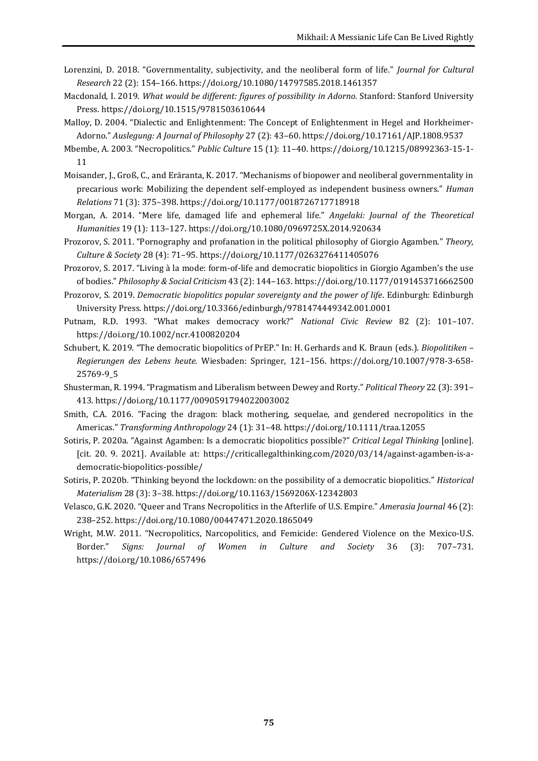Lorenzini, D. 2018. "Governmentality, subjectivity, and the neoliberal form of life." *Journal for Cultural Research* 22 (2): 154–166. https://doi.org/10.1080/14797585.2018.1461357

Macdonald, I. 2019. *What would be different: figures of possibility in Adorno.* Stanford: Stanford University Press. https://doi.org/10.1515/9781503610644

Malloy, D. 2004. "Dialectic and Enlightenment: The Concept of Enlightenment in Hegel and Horkheimer-Adorno." *Auslegung: A Journal of Philosophy* 27 (2): 43–60. https://doi.org/10.17161/AJP.1808.9537

Mbembe, A. 2003. "Necropolitics." *Public Culture* 15 (1): 11–40. https://doi.org/10.1215/08992363-15-1-11

Moisander, J., Groß, C., and Eräranta, K. 2017. "Mechanisms of biopower and neoliberal governmentality in precarious work: Mobilizing the dependent self-employed as independent business owners." *Human Relations* 71 (3): 375–398. https://doi.org/10.1177/0018726717718918

Morgan, A. 2014. "Mere life, damaged life and ephemeral life." *Angelaki: Journal of the Theoretical Humanities* 19 (1): 113–127. https://doi.org/10.1080/0969725X.2014.920634

Prozorov, S. 2011. "Pornography and profanation in the political philosophy of Giorgio Agamben." *Theory, Culture & Society* 28 (4): 71–95. https://doi.org/10.1177/0263276411405076

Prozorov, S. 2017. "Living à la mode: form-of-life and democratic biopolitics in Giorgio Agamben's the use of bodies." *Philosophy & Social Criticism* 43 (2): 144–163. https://doi.org/10.1177/0191453716662500

Prozorov, S. 2019. *Democratic biopolitics popular sovereignty and the power of life*. Edinburgh: Edinburgh University Press. https://doi.org/10.3366/edinburgh/9781474449342.001.0001

Putnam, R.D. 1993. "What makes democracy work?" *National Civic Review* 82 (2): 101–107. https://doi.org/10.1002/ncr.4100820204

Schubert, K. 2019. "The democratic biopolitics of PrEP." In: H. Gerhards and K. Braun (eds.). *Biopolitiken – Regierungen des Lebens heute.* Wiesbaden: Springer, 121–156. https://doi.org/10.1007/978-3-658-25769-9_5

Shusterman, R. 1994. "Pragmatism and Liberalism between Dewey and Rorty." *Political Theory* 22 (3): 391–413. https://doi.org/10.1177/0090591794022003002

Smith, C.A. 2016. "Facing the dragon: black mothering, sequelae, and gendered necropolitics in the Americas." *Transforming Anthropology* 24 (1): 31–48. https://doi.org/10.1111/traa.12055

Sotiris, P. 2020a. "Against Agamben: Is a democratic biopolitics possible?" *Critical Legal Thinking* [online]. [cit. 20. 9. 2021]. Available at: https://criticallegalthinking.com/2020/03/14/against-agamben-is-a-democratic-biopolitics-possible/

Sotiris, P. 2020b. "Thinking beyond the lockdown: on the possibility of a democratic biopolitics." *Historical Materialism* 28 (3): 3–38. https://doi.org/10.1163/1569206X-12342803

Velasco, G.K. 2020. "Queer and Trans Necropolitics in the Afterlife of U.S. Empire." *Amerasia Journal* 46 (2): 238–252. https://doi.org/10.1080/00447471.2020.1865049

Wright, M.W. 2011. "Necropolitics, Narcopolitics, and Femicide: Gendered Violence on the Mexico-U.S. Border." *Signs: Journal of Women in Culture and Society* 36 (3): 707–731. https://doi.org/10.1086/657496